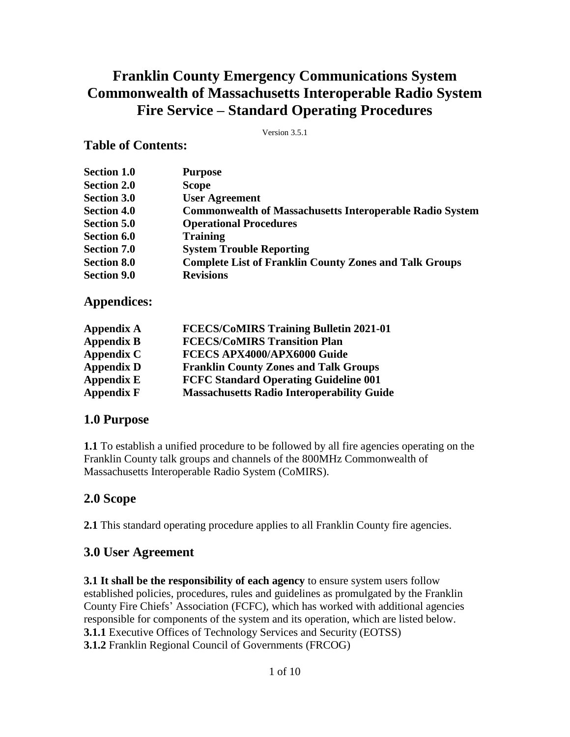# Franklin County Emergency Communications System Commonwealth of Massachusetts Interoperable Radio System Fire Service – Standard Operating Procedures

Version 3.5.1

## Table of Contents:

| | |
|---|---|
| **Section 1.0** | **Purpose** |
| **Section 2.0** | **Scope** |
| **Section 3.0** | **User Agreement** |
| **Section 4.0** | **Commonwealth of Massachusetts Interoperable Radio System** |
| **Section 5.0** | **Operational Procedures** |
| **Section 6.0** | **Training** |
| **Section 7.0** | **System Trouble Reporting** |
| **Section 8.0** | **Complete List of Franklin County Zones and Talk Groups** |
| **Section 9.0** | **Revisions** |

## Appendices:

| | |
|---|---|
| **Appendix A** | **FCECS/CoMIRS Training Bulletin 2021-01** |
| **Appendix B** | **FCECS/CoMIRS Transition Plan** |
| **Appendix C** | **FCECS APX4000/APX6000 Guide** |
| **Appendix D** | **Franklin County Zones and Talk Groups** |
| **Appendix E** | **FCFC Standard Operating Guideline 001** |
| **Appendix F** | **Massachusetts Radio Interoperability Guide** |

## 1.0 Purpose

**1.1** To establish a unified procedure to be followed by all fire agencies operating on the Franklin County talk groups and channels of the 800MHz Commonwealth of Massachusetts Interoperable Radio System (CoMIRS).

## 2.0 Scope

**2.1** This standard operating procedure applies to all Franklin County fire agencies.

## 3.0 User Agreement

**3.1 It shall be the responsibility of each agency** to ensure system users follow established policies, procedures, rules and guidelines as promulgated by the Franklin County Fire Chiefs' Association (FCFC), which has worked with additional agencies responsible for components of the system and its operation, which are listed below.
**3.1.1** Executive Offices of Technology Services and Security (EOTSS)
**3.1.2** Franklin Regional Council of Governments (FRCOG)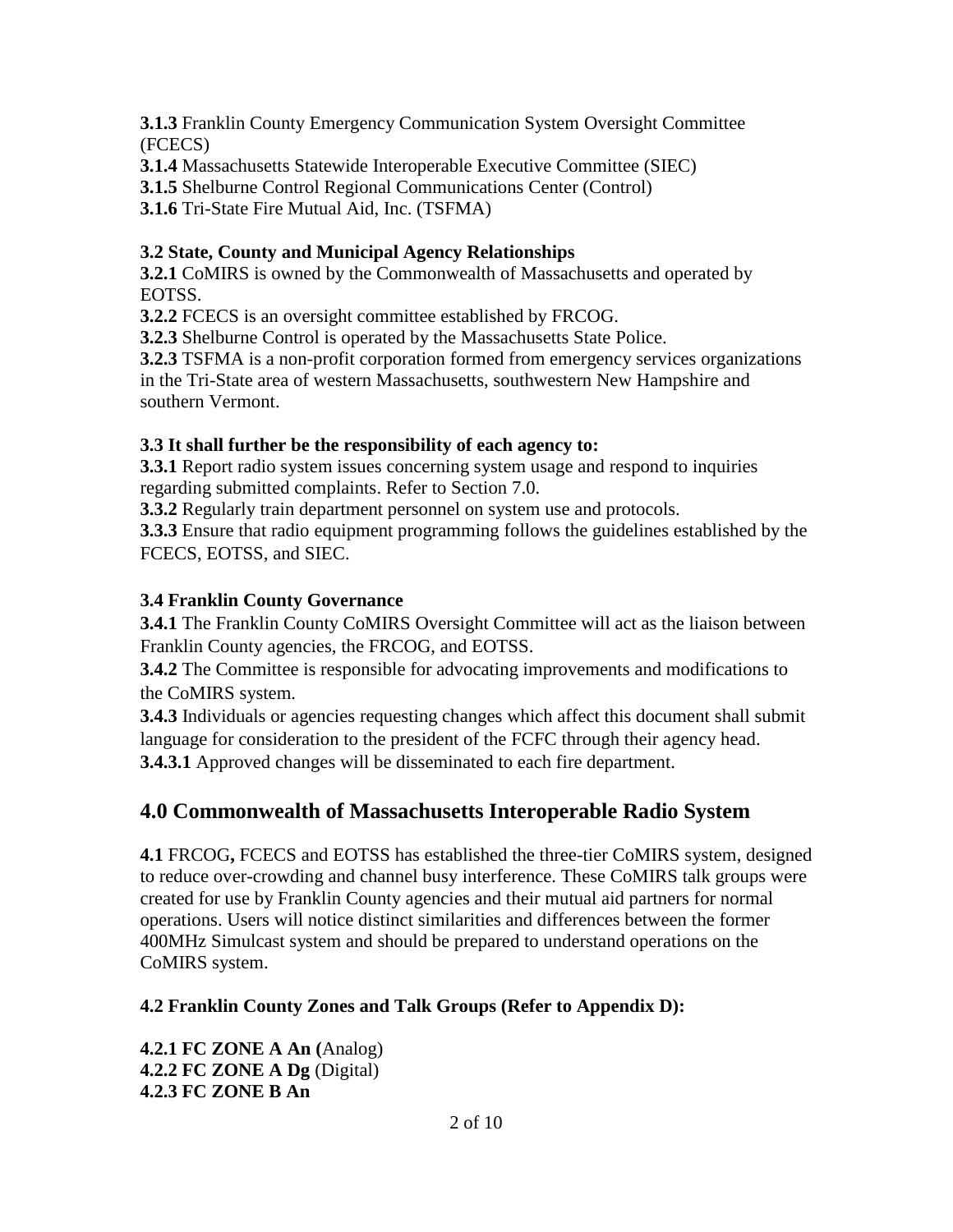**3.1.3** Franklin County Emergency Communication System Oversight Committee (FCECS)
**3.1.4** Massachusetts Statewide Interoperable Executive Committee (SIEC)
**3.1.5** Shelburne Control Regional Communications Center (Control)
**3.1.6** Tri-State Fire Mutual Aid, Inc. (TSFMA)

**3.2 State, County and Municipal Agency Relationships**
**3.2.1** CoMIRS is owned by the Commonwealth of Massachusetts and operated by EOTSS.
**3.2.2** FCECS is an oversight committee established by FRCOG.
**3.2.3** Shelburne Control is operated by the Massachusetts State Police.
**3.2.3** TSFMA is a non-profit corporation formed from emergency services organizations in the Tri-State area of western Massachusetts, southwestern New Hampshire and southern Vermont.

**3.3 It shall further be the responsibility of each agency to:**
**3.3.1** Report radio system issues concerning system usage and respond to inquiries regarding submitted complaints. Refer to Section 7.0.
**3.3.2** Regularly train department personnel on system use and protocols.
**3.3.3** Ensure that radio equipment programming follows the guidelines established by the FCECS, EOTSS, and SIEC.

**3.4 Franklin County Governance**
**3.4.1** The Franklin County CoMIRS Oversight Committee will act as the liaison between Franklin County agencies, the FRCOG, and EOTSS.
**3.4.2** The Committee is responsible for advocating improvements and modifications to the CoMIRS system.
**3.4.3** Individuals or agencies requesting changes which affect this document shall submit language for consideration to the president of the FCFC through their agency head.
**3.4.3.1** Approved changes will be disseminated to each fire department.

## 4.0 Commonwealth of Massachusetts Interoperable Radio System

**4.1** FRCOG**,** FCECS and EOTSS has established the three-tier CoMIRS system, designed to reduce over-crowding and channel busy interference. These CoMIRS talk groups were created for use by Franklin County agencies and their mutual aid partners for normal operations. Users will notice distinct similarities and differences between the former 400MHz Simulcast system and should be prepared to understand operations on the CoMIRS system.

**4.2 Franklin County Zones and Talk Groups (Refer to Appendix D):**

**4.2.1 FC ZONE A An (**Analog)
**4.2.2 FC ZONE A Dg** (Digital)
**4.2.3 FC ZONE B An**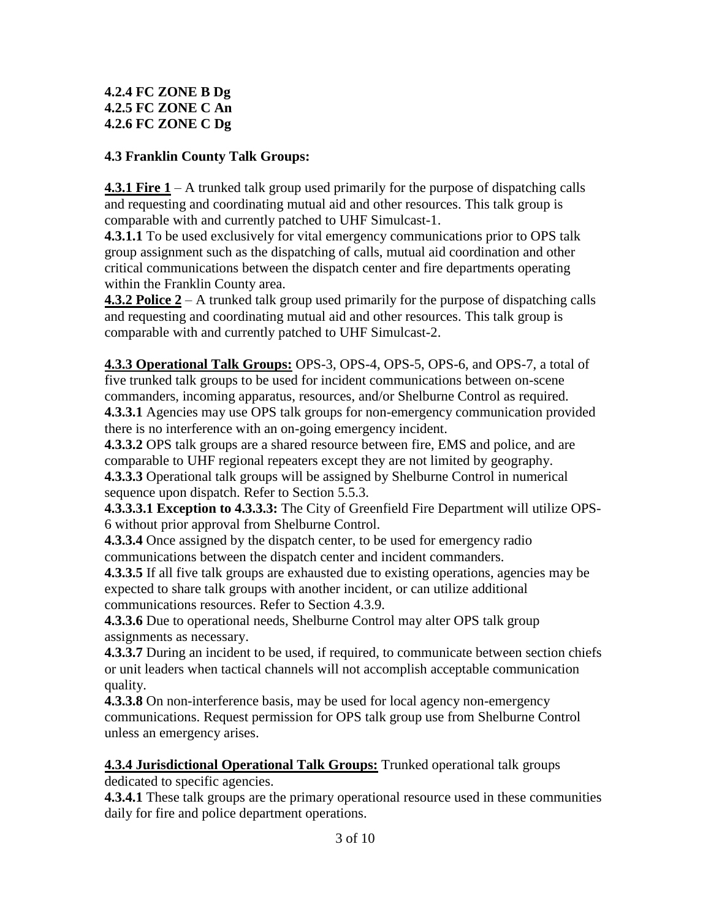**4.2.4 FC ZONE B Dg**
**4.2.5 FC ZONE C An**
**4.2.6 FC ZONE C Dg**

**4.3 Franklin County Talk Groups:**

**4.3.1 Fire 1** – A trunked talk group used primarily for the purpose of dispatching calls and requesting and coordinating mutual aid and other resources. This talk group is comparable with and currently patched to UHF Simulcast-1.
**4.3.1.1** To be used exclusively for vital emergency communications prior to OPS talk group assignment such as the dispatching of calls, mutual aid coordination and other critical communications between the dispatch center and fire departments operating within the Franklin County area.
**4.3.2 Police 2** – A trunked talk group used primarily for the purpose of dispatching calls and requesting and coordinating mutual aid and other resources. This talk group is comparable with and currently patched to UHF Simulcast-2.

**4.3.3 Operational Talk Groups:** OPS-3, OPS-4, OPS-5, OPS-6, and OPS-7, a total of five trunked talk groups to be used for incident communications between on-scene commanders, incoming apparatus, resources, and/or Shelburne Control as required.
**4.3.3.1** Agencies may use OPS talk groups for non-emergency communication provided there is no interference with an on-going emergency incident.
**4.3.3.2** OPS talk groups are a shared resource between fire, EMS and police, and are comparable to UHF regional repeaters except they are not limited by geography.
**4.3.3.3** Operational talk groups will be assigned by Shelburne Control in numerical sequence upon dispatch. Refer to Section 5.5.3.
**4.3.3.3.1 Exception to 4.3.3.3:** The City of Greenfield Fire Department will utilize OPS-6 without prior approval from Shelburne Control.
**4.3.3.4** Once assigned by the dispatch center, to be used for emergency radio communications between the dispatch center and incident commanders.
**4.3.3.5** If all five talk groups are exhausted due to existing operations, agencies may be expected to share talk groups with another incident, or can utilize additional communications resources. Refer to Section 4.3.9.
**4.3.3.6** Due to operational needs, Shelburne Control may alter OPS talk group assignments as necessary.
**4.3.3.7** During an incident to be used, if required, to communicate between section chiefs or unit leaders when tactical channels will not accomplish acceptable communication quality.
**4.3.3.8** On non-interference basis, may be used for local agency non-emergency communications. Request permission for OPS talk group use from Shelburne Control unless an emergency arises.

**4.3.4 Jurisdictional Operational Talk Groups:** Trunked operational talk groups dedicated to specific agencies.
**4.3.4.1** These talk groups are the primary operational resource used in these communities daily for fire and police department operations.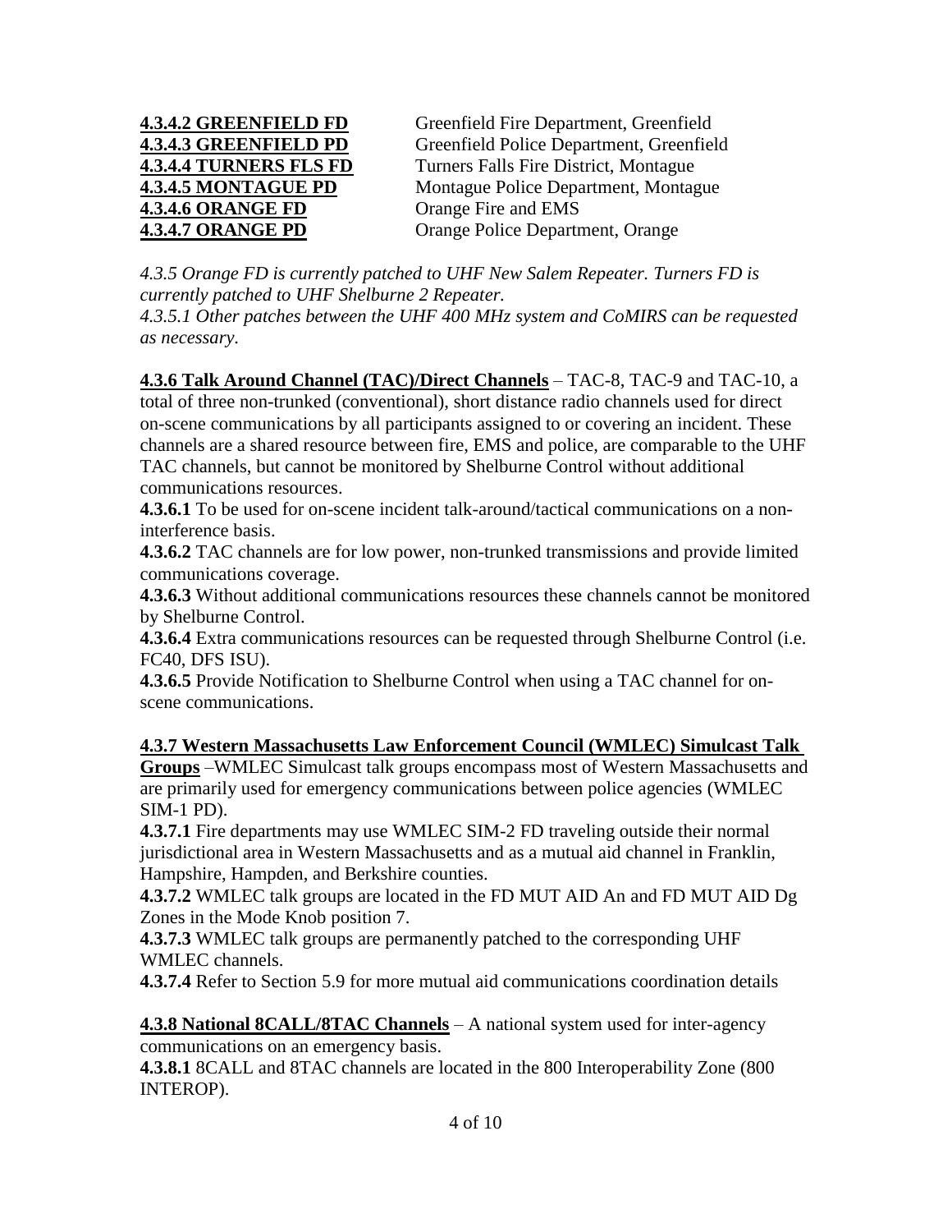**4.3.4.2 GREENFIELD FD** Greenfield Fire Department, Greenfield
**4.3.4.3 GREENFIELD PD** Greenfield Police Department, Greenfield
**4.3.4.4 TURNERS FLS FD** Turners Falls Fire District, Montague
**4.3.4.5 MONTAGUE PD** Montague Police Department, Montague
**4.3.4.6 ORANGE FD** Orange Fire and EMS
**4.3.4.7 ORANGE PD** Orange Police Department, Orange

*4.3.5 Orange FD is currently patched to UHF New Salem Repeater. Turners FD is currently patched to UHF Shelburne 2 Repeater.*
*4.3.5.1 Other patches between the UHF 400 MHz system and CoMIRS can be requested as necessary.*

**4.3.6 Talk Around Channel (TAC)/Direct Channels** – TAC-8, TAC-9 and TAC-10, a total of three non-trunked (conventional), short distance radio channels used for direct on-scene communications by all participants assigned to or covering an incident. These channels are a shared resource between fire, EMS and police, are comparable to the UHF TAC channels, but cannot be monitored by Shelburne Control without additional communications resources.
**4.3.6.1** To be used for on-scene incident talk-around/tactical communications on a non-interference basis.
**4.3.6.2** TAC channels are for low power, non-trunked transmissions and provide limited communications coverage.
**4.3.6.3** Without additional communications resources these channels cannot be monitored by Shelburne Control.
**4.3.6.4** Extra communications resources can be requested through Shelburne Control (i.e. FC40, DFS ISU).
**4.3.6.5** Provide Notification to Shelburne Control when using a TAC channel for on-scene communications.

**4.3.7 Western Massachusetts Law Enforcement Council (WMLEC) Simulcast Talk Groups** –WMLEC Simulcast talk groups encompass most of Western Massachusetts and are primarily used for emergency communications between police agencies (WMLEC SIM-1 PD).
**4.3.7.1** Fire departments may use WMLEC SIM-2 FD traveling outside their normal jurisdictional area in Western Massachusetts and as a mutual aid channel in Franklin, Hampshire, Hampden, and Berkshire counties.
**4.3.7.2** WMLEC talk groups are located in the FD MUT AID An and FD MUT AID Dg Zones in the Mode Knob position 7.
**4.3.7.3** WMLEC talk groups are permanently patched to the corresponding UHF WMLEC channels.
**4.3.7.4** Refer to Section 5.9 for more mutual aid communications coordination details

**4.3.8 National 8CALL/8TAC Channels** – A national system used for inter-agency communications on an emergency basis.
**4.3.8.1** 8CALL and 8TAC channels are located in the 800 Interoperability Zone (800 INTEROP).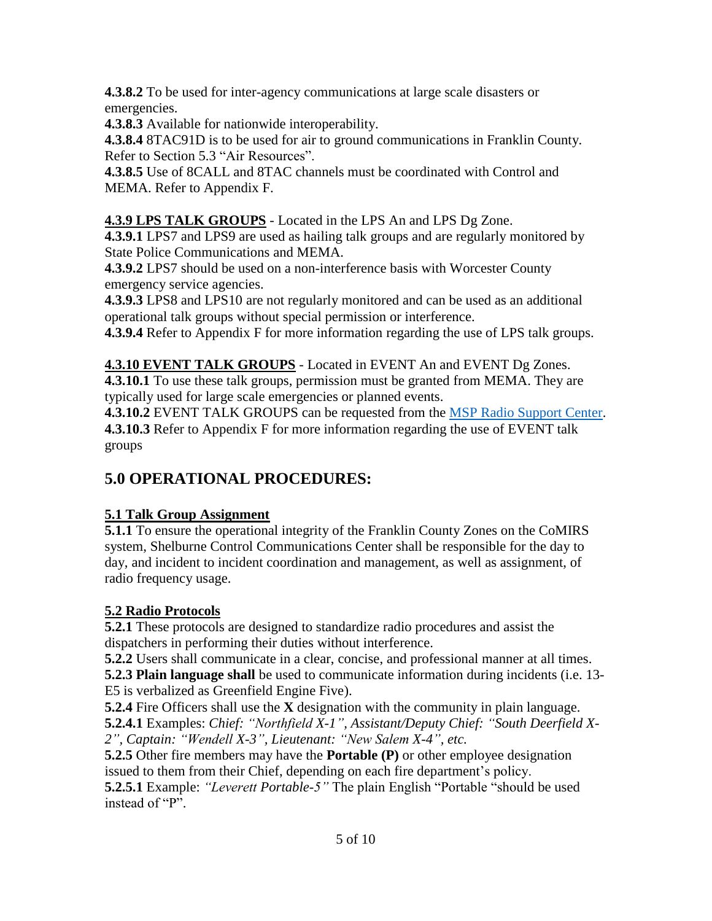**4.3.8.2** To be used for inter-agency communications at large scale disasters or emergencies.
**4.3.8.3** Available for nationwide interoperability.
**4.3.8.4** 8TAC91D is to be used for air to ground communications in Franklin County. Refer to Section 5.3 "Air Resources".
**4.3.8.5** Use of 8CALL and 8TAC channels must be coordinated with Control and MEMA. Refer to Appendix F.

**<u>4.3.9 LPS TALK GROUPS</u>** - Located in the LPS An and LPS Dg Zone.
**4.3.9.1** LPS7 and LPS9 are used as hailing talk groups and are regularly monitored by State Police Communications and MEMA.
**4.3.9.2** LPS7 should be used on a non-interference basis with Worcester County emergency service agencies.
**4.3.9.3** LPS8 and LPS10 are not regularly monitored and can be used as an additional operational talk groups without special permission or interference.
**4.3.9.4** Refer to Appendix F for more information regarding the use of LPS talk groups.

**<u>4.3.10 EVENT TALK GROUPS</u>** - Located in EVENT An and EVENT Dg Zones.
**4.3.10.1** To use these talk groups, permission must be granted from MEMA. They are typically used for large scale emergencies or planned events.
**4.3.10.2** EVENT TALK GROUPS can be requested from the MSP Radio Support Center.
**4.3.10.3** Refer to Appendix F for more information regarding the use of EVENT talk groups

## 5.0 OPERATIONAL PROCEDURES:

### 5.1 Talk Group Assignment

**5.1.1** To ensure the operational integrity of the Franklin County Zones on the CoMIRS system, Shelburne Control Communications Center shall be responsible for the day to day, and incident to incident coordination and management, as well as assignment, of radio frequency usage.

### 5.2 Radio Protocols

**5.2.1** These protocols are designed to standardize radio procedures and assist the dispatchers in performing their duties without interference.
**5.2.2** Users shall communicate in a clear, concise, and professional manner at all times.
**5.2.3 Plain language shall** be used to communicate information during incidents (i.e. 13-E5 is verbalized as Greenfield Engine Five).
**5.2.4** Fire Officers shall use the **X** designation with the community in plain language.
**5.2.4.1** Examples: *Chief: "Northfield X-1", Assistant/Deputy Chief: "South Deerfield X-2", Captain: "Wendell X-3", Lieutenant: "New Salem X-4", etc.*
**5.2.5** Other fire members may have the **Portable (P)** or other employee designation issued to them from their Chief, depending on each fire department's policy.
**5.2.5.1** Example: *"Leverett Portable-5"* The plain English "Portable "should be used instead of "P".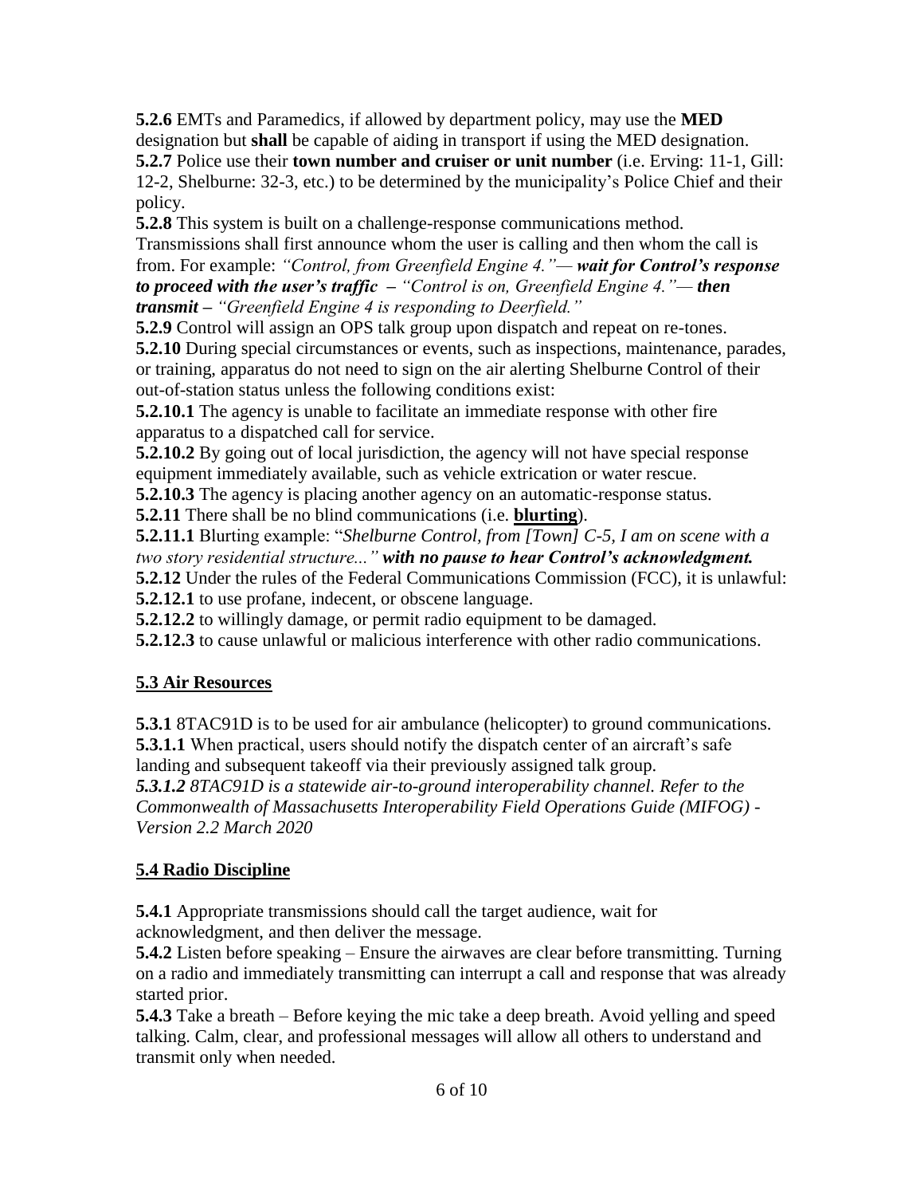**5.2.6** EMTs and Paramedics, if allowed by department policy, may use the **MED** designation but **shall** be capable of aiding in transport if using the MED designation.

**5.2.7** Police use their **town number and cruiser or unit number** (i.e. Erving: 11-1, Gill: 12-2, Shelburne: 32-3, etc.) to be determined by the municipality's Police Chief and their policy.

**5.2.8** This system is built on a challenge-response communications method. Transmissions shall first announce whom the user is calling and then whom the call is from. For example: *"Control, from Greenfield Engine 4."— **wait for Control's response to proceed with the user's traffic** – "Control is on, Greenfield Engine 4."— **then transmit** – "Greenfield Engine 4 is responding to Deerfield."*

**5.2.9** Control will assign an OPS talk group upon dispatch and repeat on re-tones.

**5.2.10** During special circumstances or events, such as inspections, maintenance, parades, or training, apparatus do not need to sign on the air alerting Shelburne Control of their out-of-station status unless the following conditions exist:

**5.2.10.1** The agency is unable to facilitate an immediate response with other fire apparatus to a dispatched call for service.

**5.2.10.2** By going out of local jurisdiction, the agency will not have special response equipment immediately available, such as vehicle extrication or water rescue.

**5.2.10.3** The agency is placing another agency on an automatic-response status.

**5.2.11** There shall be no blind communications (i.e. **blurting**).

**5.2.11.1** Blurting example: "*Shelburne Control, from [Town] C-5, I am on scene with a two story residential structure..." **with no pause to hear Control's acknowledgment.***

**5.2.12** Under the rules of the Federal Communications Commission (FCC), it is unlawful:

**5.2.12.1** to use profane, indecent, or obscene language.

**5.2.12.2** to willingly damage, or permit radio equipment to be damaged.

**5.2.12.3** to cause unlawful or malicious interference with other radio communications.

## 5.3 Air Resources

**5.3.1** 8TAC91D is to be used for air ambulance (helicopter) to ground communications.

**5.3.1.1** When practical, users should notify the dispatch center of an aircraft's safe landing and subsequent takeoff via their previously assigned talk group.

***5.3.1.2*** *8TAC91D is a statewide air-to-ground interoperability channel. Refer to the Commonwealth of Massachusetts Interoperability Field Operations Guide (MIFOG) - Version 2.2 March 2020*

## 5.4 Radio Discipline

**5.4.1** Appropriate transmissions should call the target audience, wait for acknowledgment, and then deliver the message.

**5.4.2** Listen before speaking – Ensure the airwaves are clear before transmitting. Turning on a radio and immediately transmitting can interrupt a call and response that was already started prior.

**5.4.3** Take a breath – Before keying the mic take a deep breath. Avoid yelling and speed talking. Calm, clear, and professional messages will allow all others to understand and transmit only when needed.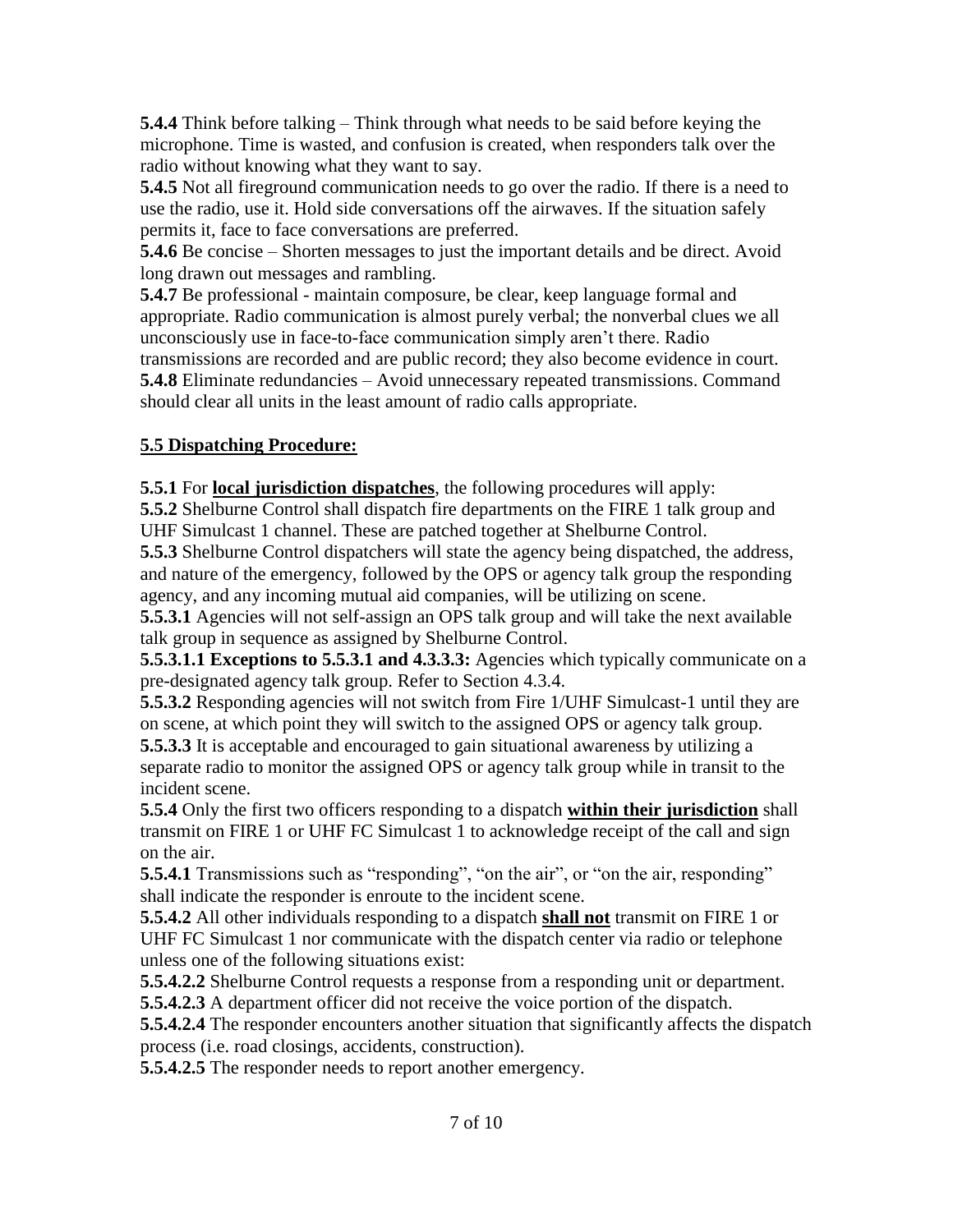**5.4.4** Think before talking – Think through what needs to be said before keying the microphone. Time is wasted, and confusion is created, when responders talk over the radio without knowing what they want to say.

**5.4.5** Not all fireground communication needs to go over the radio. If there is a need to use the radio, use it. Hold side conversations off the airwaves. If the situation safely permits it, face to face conversations are preferred.

**5.4.6** Be concise – Shorten messages to just the important details and be direct. Avoid long drawn out messages and rambling.

**5.4.7** Be professional - maintain composure, be clear, keep language formal and appropriate. Radio communication is almost purely verbal; the nonverbal clues we all unconsciously use in face-to-face communication simply aren't there. Radio transmissions are recorded and are public record; they also become evidence in court.

**5.4.8** Eliminate redundancies – Avoid unnecessary repeated transmissions. Command should clear all units in the least amount of radio calls appropriate.

## **<u>5.5 Dispatching Procedure:</u>**

**5.5.1** For **<u>local jurisdiction dispatches</u>**, the following procedures will apply:

**5.5.2** Shelburne Control shall dispatch fire departments on the FIRE 1 talk group and UHF Simulcast 1 channel. These are patched together at Shelburne Control.

**5.5.3** Shelburne Control dispatchers will state the agency being dispatched, the address, and nature of the emergency, followed by the OPS or agency talk group the responding agency, and any incoming mutual aid companies, will be utilizing on scene.

**5.5.3.1** Agencies will not self-assign an OPS talk group and will take the next available talk group in sequence as assigned by Shelburne Control.

**5.5.3.1.1 Exceptions to 5.5.3.1 and 4.3.3.3:** Agencies which typically communicate on a pre-designated agency talk group. Refer to Section 4.3.4.

**5.5.3.2** Responding agencies will not switch from Fire 1/UHF Simulcast-1 until they are on scene, at which point they will switch to the assigned OPS or agency talk group.

**5.5.3.3** It is acceptable and encouraged to gain situational awareness by utilizing a separate radio to monitor the assigned OPS or agency talk group while in transit to the incident scene.

**5.5.4** Only the first two officers responding to a dispatch **<u>within their jurisdiction</u>** shall transmit on FIRE 1 or UHF FC Simulcast 1 to acknowledge receipt of the call and sign on the air.

**5.5.4.1** Transmissions such as "responding", "on the air", or "on the air, responding" shall indicate the responder is enroute to the incident scene.

**5.5.4.2** All other individuals responding to a dispatch **<u>shall not</u>** transmit on FIRE 1 or UHF FC Simulcast 1 nor communicate with the dispatch center via radio or telephone unless one of the following situations exist:

**5.5.4.2.2** Shelburne Control requests a response from a responding unit or department.

**5.5.4.2.3** A department officer did not receive the voice portion of the dispatch.

**5.5.4.2.4** The responder encounters another situation that significantly affects the dispatch process (i.e. road closings, accidents, construction).

**5.5.4.2.5** The responder needs to report another emergency.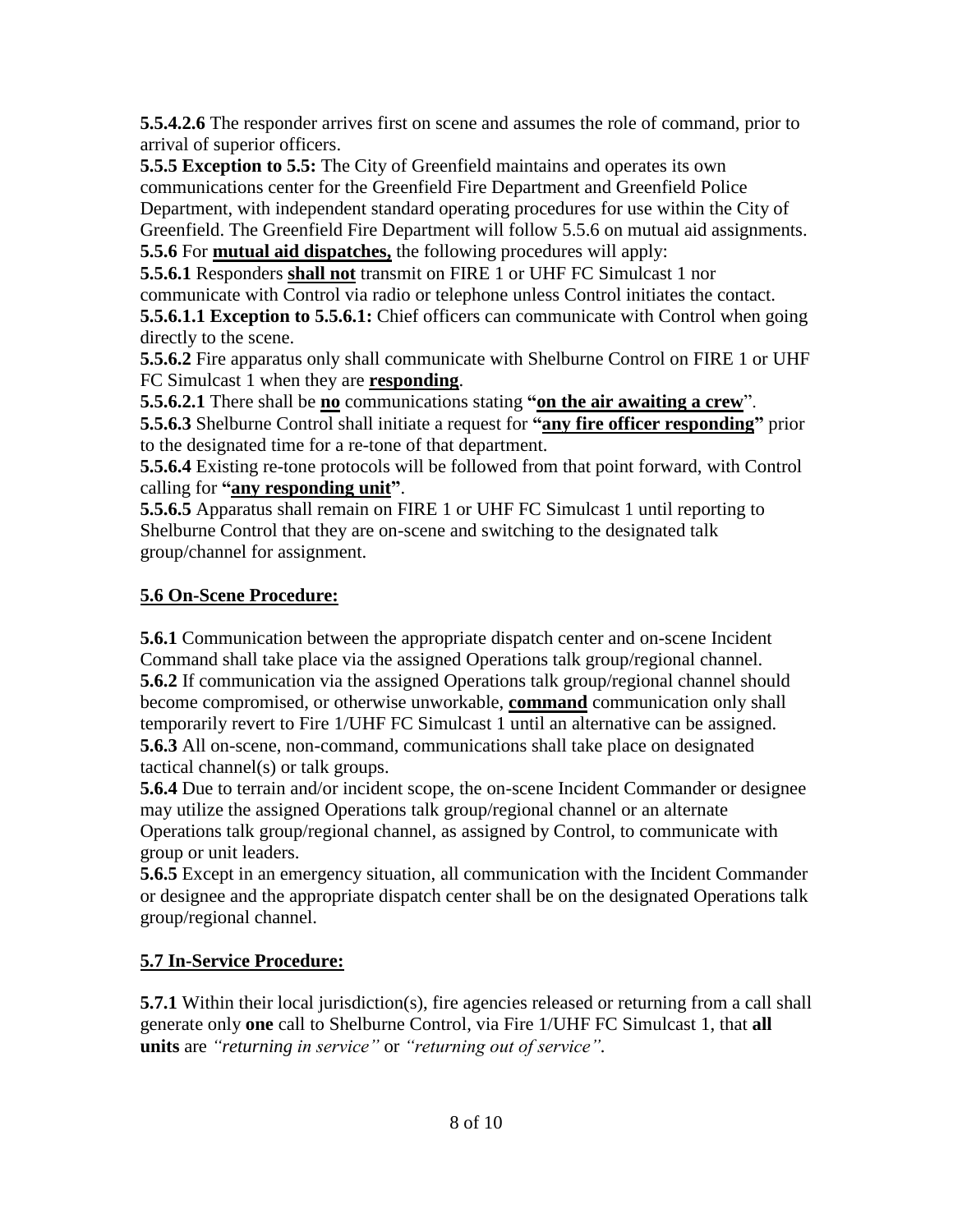**5.5.4.2.6** The responder arrives first on scene and assumes the role of command, prior to arrival of superior officers.

**5.5.5 Exception to 5.5:** The City of Greenfield maintains and operates its own communications center for the Greenfield Fire Department and Greenfield Police Department, with independent standard operating procedures for use within the City of Greenfield. The Greenfield Fire Department will follow 5.5.6 on mutual aid assignments.

**5.5.6** For **mutual aid dispatches,** the following procedures will apply:

**5.5.6.1** Responders **shall not** transmit on FIRE 1 or UHF FC Simulcast 1 nor communicate with Control via radio or telephone unless Control initiates the contact.

**5.5.6.1.1 Exception to 5.5.6.1:** Chief officers can communicate with Control when going directly to the scene.

**5.5.6.2** Fire apparatus only shall communicate with Shelburne Control on FIRE 1 or UHF FC Simulcast 1 when they are **responding**.

**5.5.6.2.1** There shall be **no** communications stating **"on the air awaiting a crew"**.

**5.5.6.3** Shelburne Control shall initiate a request for **"any fire officer responding"** prior to the designated time for a re-tone of that department.

**5.5.6.4** Existing re-tone protocols will be followed from that point forward, with Control calling for **"any responding unit"**.

**5.5.6.5** Apparatus shall remain on FIRE 1 or UHF FC Simulcast 1 until reporting to Shelburne Control that they are on-scene and switching to the designated talk group/channel for assignment.

## 5.6 On-Scene Procedure:

**5.6.1** Communication between the appropriate dispatch center and on-scene Incident Command shall take place via the assigned Operations talk group/regional channel.

**5.6.2** If communication via the assigned Operations talk group/regional channel should become compromised, or otherwise unworkable, **command** communication only shall temporarily revert to Fire 1/UHF FC Simulcast 1 until an alternative can be assigned.

**5.6.3** All on-scene, non-command, communications shall take place on designated tactical channel(s) or talk groups.

**5.6.4** Due to terrain and/or incident scope, the on-scene Incident Commander or designee may utilize the assigned Operations talk group/regional channel or an alternate Operations talk group/regional channel, as assigned by Control, to communicate with group or unit leaders.

**5.6.5** Except in an emergency situation, all communication with the Incident Commander or designee and the appropriate dispatch center shall be on the designated Operations talk group/regional channel.

## 5.7 In-Service Procedure:

**5.7.1** Within their local jurisdiction(s), fire agencies released or returning from a call shall generate only **one** call to Shelburne Control, via Fire 1/UHF FC Simulcast 1, that **all units** are *"returning in service"* or *"returning out of service"*.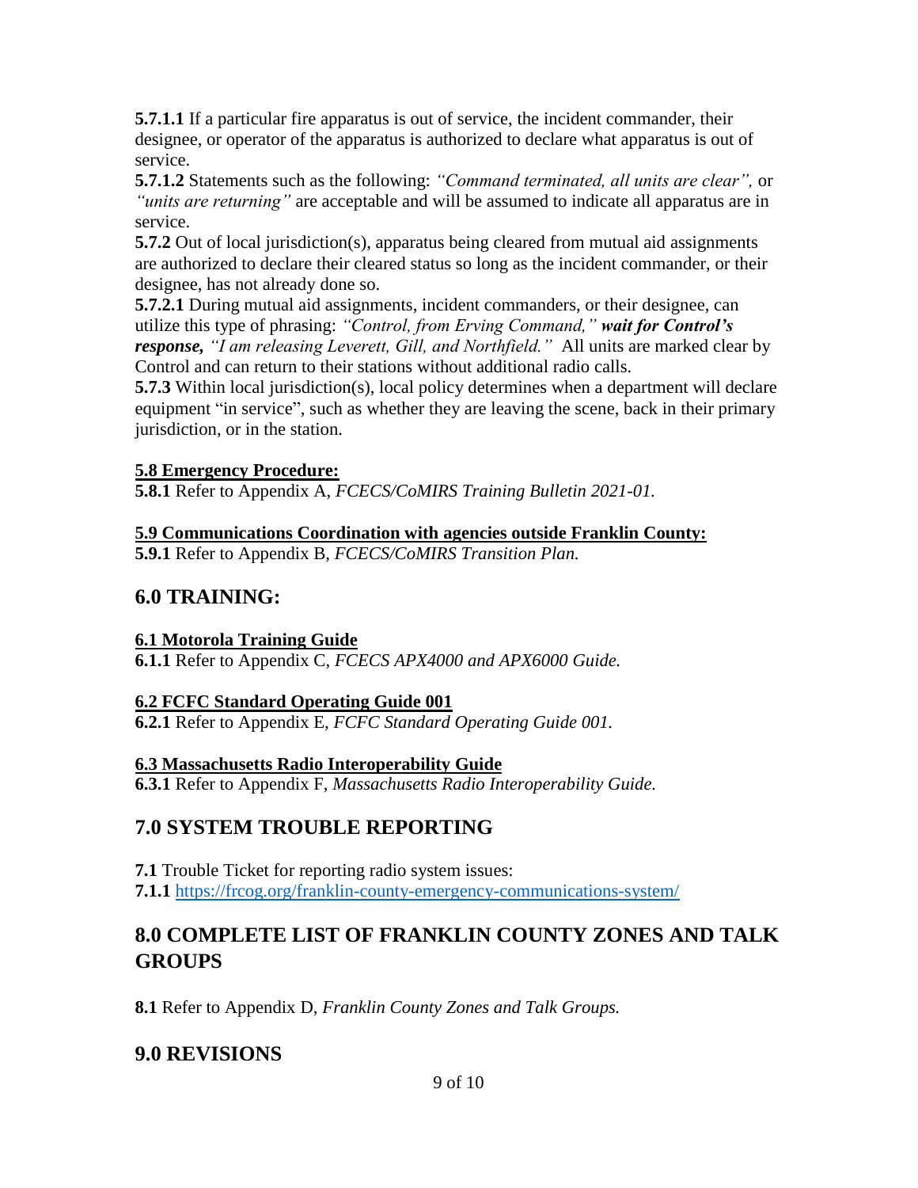**5.7.1.1** If a particular fire apparatus is out of service, the incident commander, their designee, or operator of the apparatus is authorized to declare what apparatus is out of service.

**5.7.1.2** Statements such as the following: *"Command terminated, all units are clear",* or *"units are returning"* are acceptable and will be assumed to indicate all apparatus are in service.

**5.7.2** Out of local jurisdiction(s), apparatus being cleared from mutual aid assignments are authorized to declare their cleared status so long as the incident commander, or their designee, has not already done so.

**5.7.2.1** During mutual aid assignments, incident commanders, or their designee, can utilize this type of phrasing: *"Control, from Erving Command,"* ***wait for Control's response,*** *"I am releasing Leverett, Gill, and Northfield."* All units are marked clear by Control and can return to their stations without additional radio calls.

**5.7.3** Within local jurisdiction(s), local policy determines when a department will declare equipment "in service", such as whether they are leaving the scene, back in their primary jurisdiction, or in the station.

### 5.8 Emergency Procedure:

**5.8.1** Refer to Appendix A, *FCECS/CoMIRS Training Bulletin 2021-01.*

### 5.9 Communications Coordination with agencies outside Franklin County:

**5.9.1** Refer to Appendix B, *FCECS/CoMIRS Transition Plan.*

## 6.0 TRAINING:

### 6.1 Motorola Training Guide

**6.1.1** Refer to Appendix C, *FCECS APX4000 and APX6000 Guide.*

### 6.2 FCFC Standard Operating Guide 001

**6.2.1** Refer to Appendix E, *FCFC Standard Operating Guide 001.*

### 6.3 Massachusetts Radio Interoperability Guide

**6.3.1** Refer to Appendix F, *Massachusetts Radio Interoperability Guide.*

## 7.0 SYSTEM TROUBLE REPORTING

**7.1** Trouble Ticket for reporting radio system issues:

**7.1.1** https://frcog.org/franklin-county-emergency-communications-system/

## 8.0 COMPLETE LIST OF FRANKLIN COUNTY ZONES AND TALK GROUPS

**8.1** Refer to Appendix D, *Franklin County Zones and Talk Groups.*

## 9.0 REVISIONS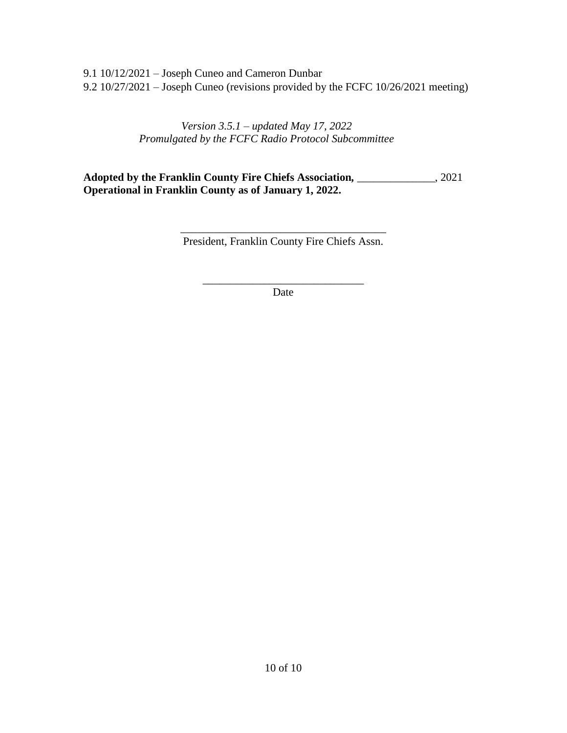9.1 10/12/2021 – Joseph Cuneo and Cameron Dunbar
9.2 10/27/2021 – Joseph Cuneo (revisions provided by the FCFC 10/26/2021 meeting)

*Version 3.5.1 – updated May 17, 2022*
*Promulgated by the FCFC Radio Protocol Subcommittee*

**Adopted by the Franklin County Fire Chiefs Association,** ______________, 2021
**Operational in Franklin County as of January 1, 2022.**

______________________________________
President, Franklin County Fire Chiefs Assn.

_____________________________
Date